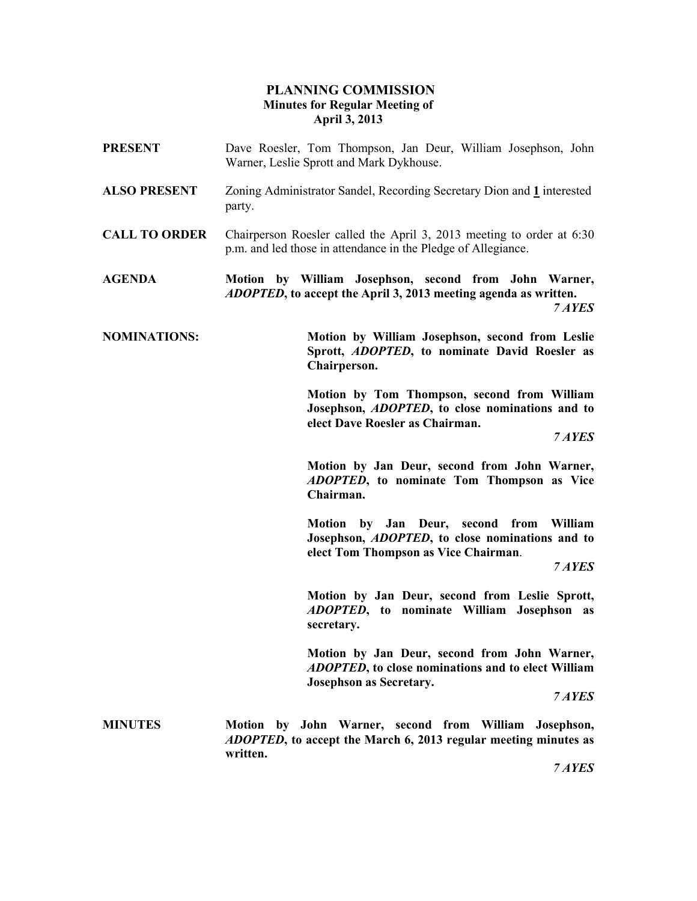# PLANNING COMMISSION
## Minutes for Regular Meeting of
## April 3, 2013

**PRESENT** Dave Roesler, Tom Thompson, Jan Deur, William Josephson, John Warner, Leslie Sprott and Mark Dykhouse.

**ALSO PRESENT** Zoning Administrator Sandel, Recording Secretary Dion and **1** interested party.

**CALL TO ORDER** Chairperson Roesler called the April 3, 2013 meeting to order at 6:30 p.m. and led those in attendance in the Pledge of Allegiance.

**AGENDA** **Motion by William Josephson, second from John Warner, *ADOPTED*, to accept the April 3, 2013 meeting agenda as written.**

***7 AYES***

**NOMINATIONS:**

**Motion by William Josephson, second from Leslie Sprott, *ADOPTED*, to nominate David Roesler as Chairperson.**

**Motion by Tom Thompson, second from William Josephson, *ADOPTED*, to close nominations and to elect Dave Roesler as Chairman.**

***7 AYES***

**Motion by Jan Deur, second from John Warner, *ADOPTED*, to nominate Tom Thompson as Vice Chairman.**

**Motion by Jan Deur, second from William Josephson, *ADOPTED*, to close nominations and to elect Tom Thompson as Vice Chairman**.

***7 AYES***

**Motion by Jan Deur, second from Leslie Sprott, *ADOPTED*, to nominate William Josephson as secretary.**

**Motion by Jan Deur, second from John Warner, *ADOPTED*, to close nominations and to elect William Josephson as Secretary.**

***7 AYES***

**MINUTES** **Motion by John Warner, second from William Josephson, *ADOPTED*, to accept the March 6, 2013 regular meeting minutes as written.**

***7 AYES***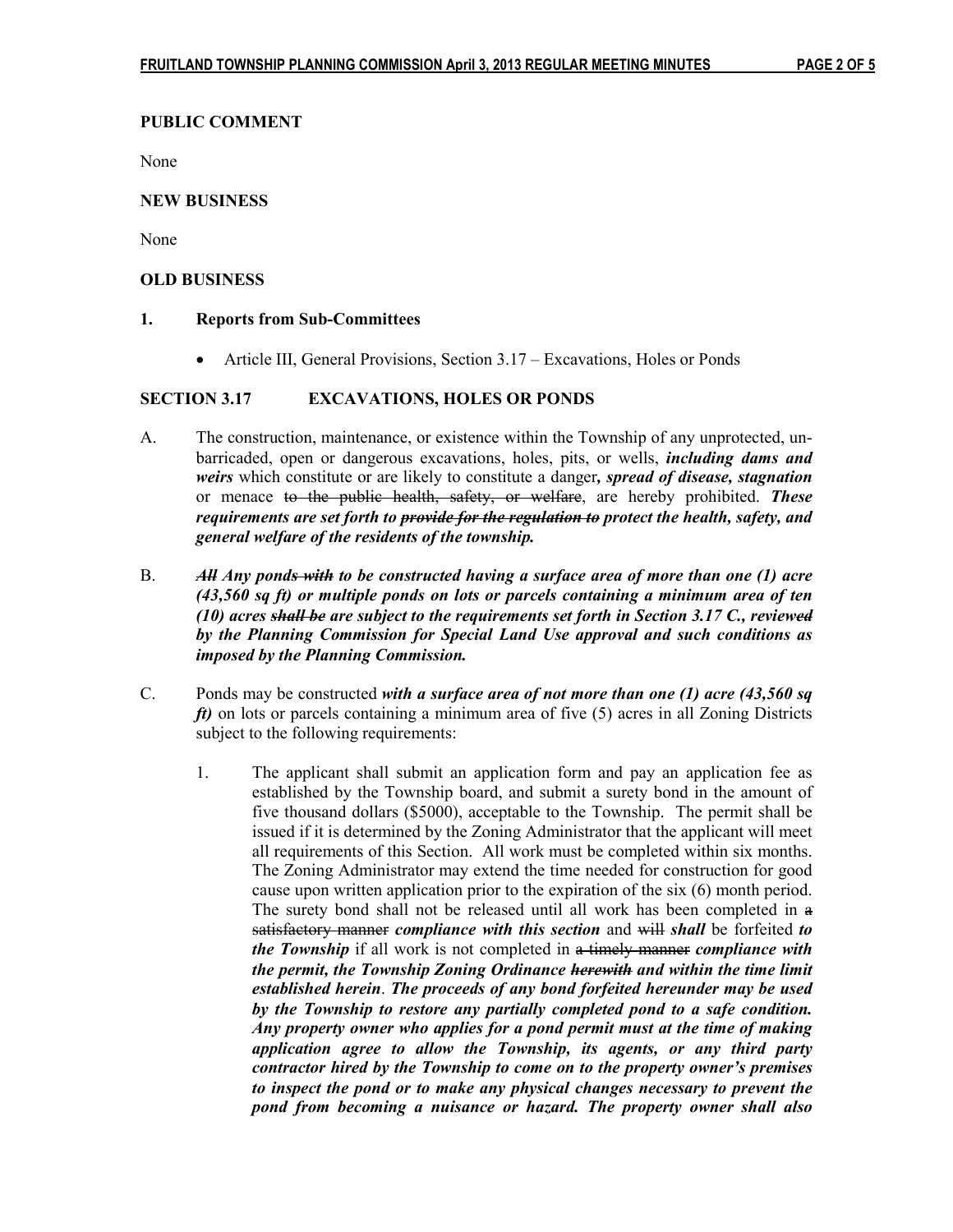**PUBLIC COMMENT**

None

**NEW BUSINESS**

None

**OLD BUSINESS**

**1. Reports from Sub-Committees**

- Article III, General Provisions, Section 3.17 – Excavations, Holes or Ponds

**SECTION 3.17 EXCAVATIONS, HOLES OR PONDS**

A. The construction, maintenance, or existence within the Township of any unprotected, unbarricaded, open or dangerous excavations, holes, pits, or wells, ***including dams and weirs*** which constitute or are likely to constitute a danger***, spread of disease, stagnation*** or menace ~~to the public health, safety, or welfare~~, are hereby prohibited. ***These requirements are set forth to ~~provide for the regulation to~~ protect the health, safety, and general welfare of the residents of the township.***

B. ***~~All~~ Any ponds~~ with~~ to be constructed having a surface area of more than one (1) acre (43,560 sq ft) or multiple ponds on lots or parcels containing a minimum area of ten (10) acres ~~shall be~~ are subject to the requirements set forth in Section 3.17 C., review~~ed~~ by the Planning Commission for Special Land Use approval and such conditions as imposed by the Planning Commission.***

C. Ponds may be constructed ***with a surface area of not more than one (1) acre (43,560 sq ft)*** on lots or parcels containing a minimum area of five (5) acres in all Zoning Districts subject to the following requirements:

1. The applicant shall submit an application form and pay an application fee as established by the Township board, and submit a surety bond in the amount of five thousand dollars ($5000), acceptable to the Township. The permit shall be issued if it is determined by the Zoning Administrator that the applicant will meet all requirements of this Section. All work must be completed within six months. The Zoning Administrator may extend the time needed for construction for good cause upon written application prior to the expiration of the six (6) month period. The surety bond shall not be released until all work has been completed in ~~a satisfactory manner~~ ***compliance with this section*** and ~~will~~ ***shall*** be forfeited ***to the Township*** if all work is not completed in ~~a timely manner~~ ***compliance with the permit, the Township Zoning Ordinance ~~herewith~~ and within the time limit established herein***. ***The proceeds of any bond forfeited hereunder may be used by the Township to restore any partially completed pond to a safe condition. Any property owner who applies for a pond permit must at the time of making application agree to allow the Township, its agents, or any third party contractor hired by the Township to come on to the property owner's premises to inspect the pond or to make any physical changes necessary to prevent the pond from becoming a nuisance or hazard. The property owner shall also***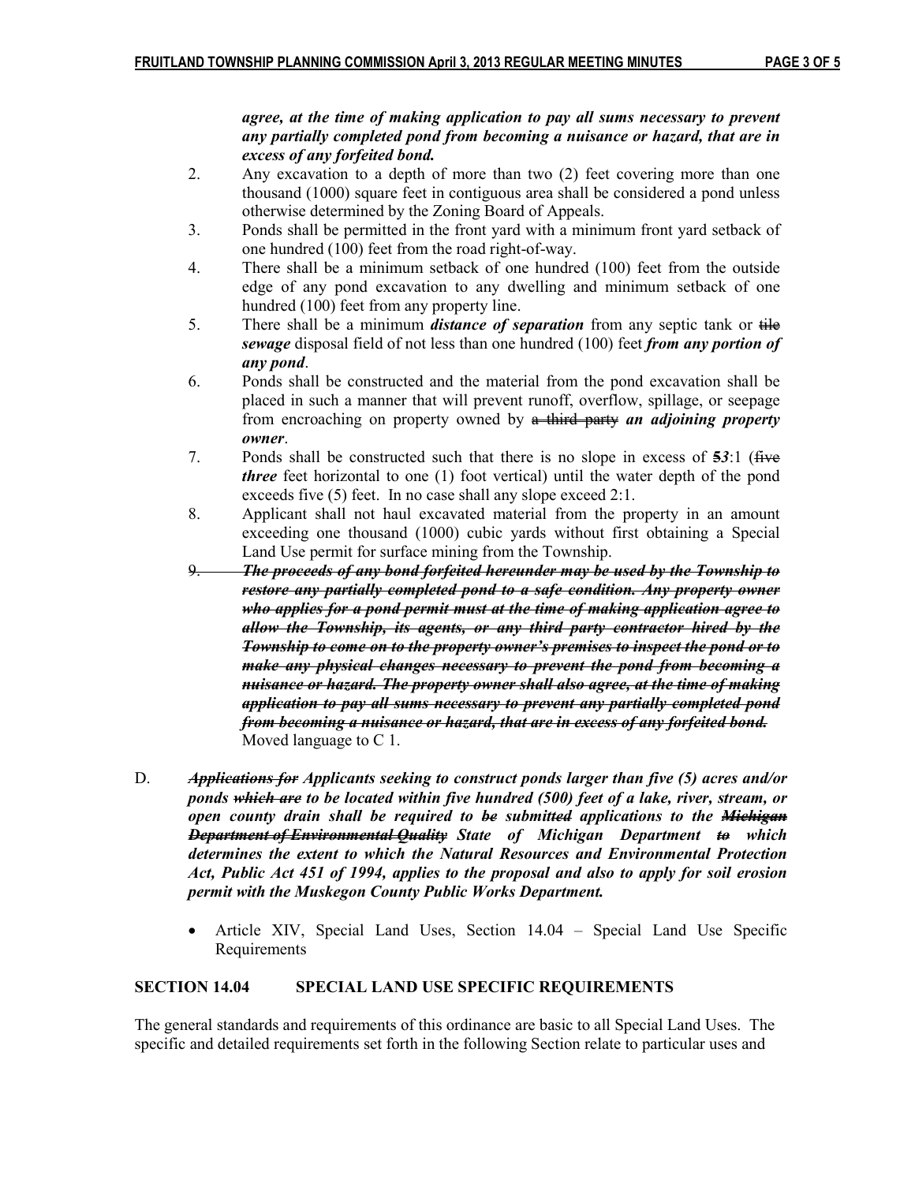***agree, at the time of making application to pay all sums necessary to prevent any partially completed pond from becoming a nuisance or hazard, that are in excess of any forfeited bond.***

2. Any excavation to a depth of more than two (2) feet covering more than one thousand (1000) square feet in contiguous area shall be considered a pond unless otherwise determined by the Zoning Board of Appeals.
3. Ponds shall be permitted in the front yard with a minimum front yard setback of one hundred (100) feet from the road right-of-way.
4. There shall be a minimum setback of one hundred (100) feet from the outside edge of any pond excavation to any dwelling and minimum setback of one hundred (100) feet from any property line.
5. There shall be a minimum ***distance of separation*** from any septic tank or ~~tile~~ ***sewage*** disposal field of not less than one hundred (100) feet ***from any portion of any pond***.
6. Ponds shall be constructed and the material from the pond excavation shall be placed in such a manner that will prevent runoff, overflow, spillage, or seepage from encroaching on property owned by ~~a third party~~ ***an adjoining property owner***.
7. Ponds shall be constructed such that there is no slope in excess of ~~**5**~~***3***:1 (~~five~~ ***three*** feet horizontal to one (1) foot vertical) until the water depth of the pond exceeds five (5) feet. In no case shall any slope exceed 2:1.
8. Applicant shall not haul excavated material from the property in an amount exceeding one thousand (1000) cubic yards without first obtaining a Special Land Use permit for surface mining from the Township.
9. ~~***The proceeds of any bond forfeited hereunder may be used by the Township to restore any partially completed pond to a safe condition. Any property owner who applies for a pond permit must at the time of making application agree to allow the Township, its agents, or any third party contractor hired by the Township to come on to the property owner's premises to inspect the pond or to make any physical changes necessary to prevent the pond from becoming a nuisance or hazard. The property owner shall also agree, at the time of making application to pay all sums necessary to prevent any partially completed pond from becoming a nuisance or hazard, that are in excess of any forfeited bond.***~~ Moved language to C 1.

D. ~~***Applications for***~~ ***Applicants seeking to construct ponds larger than five (5) acres and/or ponds*** ~~***which are***~~ ***to be located within five hundred (500) feet of a lake, river, stream, or open county drain shall be required to*** ~~***be***~~ ***submit***~~***ted***~~ ***applications to the*** ~~***Michigan Department of Environmental Quality***~~ ***State of Michigan Department*** ~~***to***~~ ***which determines the extent to which the Natural Resources and Environmental Protection Act, Public Act 451 of 1994, applies to the proposal and also to apply for soil erosion permit with the Muskegon County Public Works Department.***

- Article XIV, Special Land Uses, Section 14.04 – Special Land Use Specific Requirements

**SECTION 14.04 SPECIAL LAND USE SPECIFIC REQUIREMENTS**

The general standards and requirements of this ordinance are basic to all Special Land Uses. The specific and detailed requirements set forth in the following Section relate to particular uses and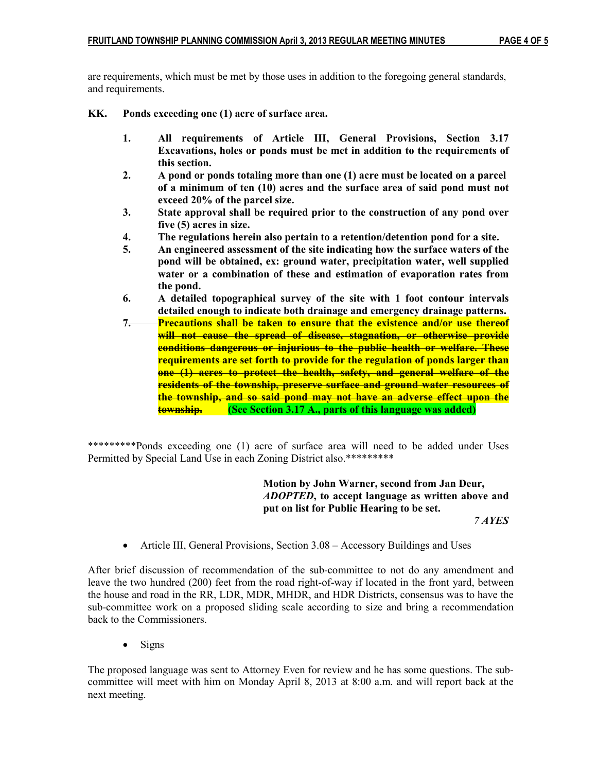are requirements, which must be met by those uses in addition to the foregoing general standards, and requirements.

**KK. Ponds exceeding one (1) acre of surface area.**

1. **All requirements of Article III, General Provisions, Section 3.17 Excavations, holes or ponds must be met in addition to the requirements of this section.**
2. **A pond or ponds totaling more than one (1) acre must be located on a parcel of a minimum of ten (10) acres and the surface area of said pond must not exceed 20% of the parcel size.**
3. **State approval shall be required prior to the construction of any pond over five (5) acres in size.**
4. **The regulations herein also pertain to a retention/detention pond for a site.**
5. **An engineered assessment of the site indicating how the surface waters of the pond will be obtained, ex: ground water, precipitation water, well supplied water or a combination of these and estimation of evaporation rates from the pond.**
6. **A detailed topographical survey of the site with 1 foot contour intervals detailed enough to indicate both drainage and emergency drainage patterns.**
7. ~~**Precautions shall be taken to ensure that the existence and/or use thereof will not cause the spread of disease, stagnation, or otherwise provide conditions dangerous or injurious to the public health or welfare. These requirements are set forth to provide for the regulation of ponds larger than one (1) acres to protect the health, safety, and general welfare of the residents of the township, preserve surface and ground water resources of the township, and so said pond may not have an adverse effect upon the township.**~~ **(See Section 3.17 A., parts of this language was added)**

*********Ponds exceeding one (1) acre of surface area will need to be added under Uses Permitted by Special Land Use in each Zoning District also.*********

**Motion by John Warner, second from Jan Deur, *ADOPTED*, to accept language as written above and put on list for Public Hearing to be set.**

***7 AYES***

- Article III, General Provisions, Section 3.08 – Accessory Buildings and Uses

After brief discussion of recommendation of the sub-committee to not do any amendment and leave the two hundred (200) feet from the road right-of-way if located in the front yard, between the house and road in the RR, LDR, MDR, MHDR, and HDR Districts, consensus was to have the sub-committee work on a proposed sliding scale according to size and bring a recommendation back to the Commissioners.

- Signs

The proposed language was sent to Attorney Even for review and he has some questions. The sub-committee will meet with him on Monday April 8, 2013 at 8:00 a.m. and will report back at the next meeting.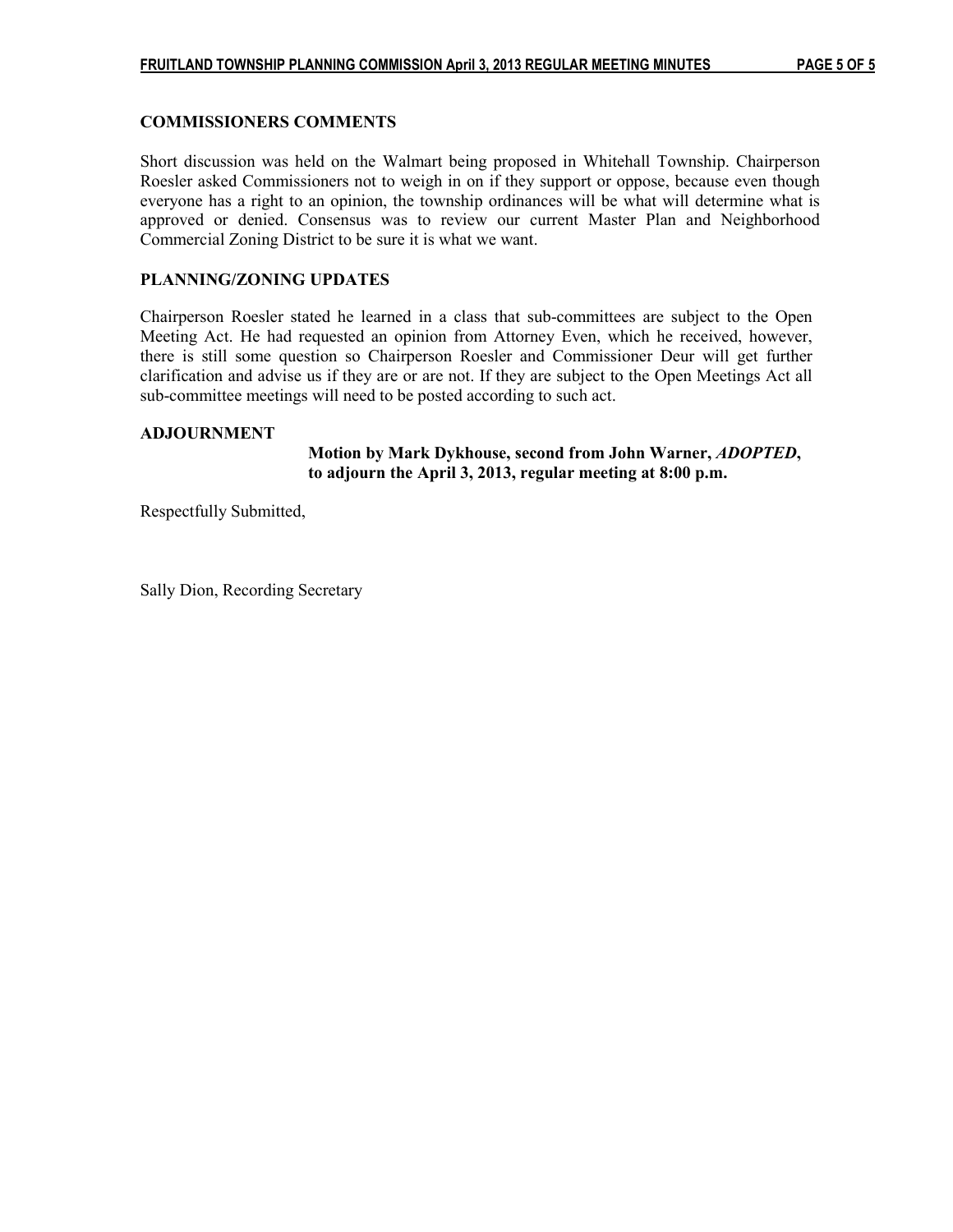## COMMISSIONERS COMMENTS

Short discussion was held on the Walmart being proposed in Whitehall Township. Chairperson Roesler asked Commissioners not to weigh in on if they support or oppose, because even though everyone has a right to an opinion, the township ordinances will be what will determine what is approved or denied. Consensus was to review our current Master Plan and Neighborhood Commercial Zoning District to be sure it is what we want.

## PLANNING/ZONING UPDATES

Chairperson Roesler stated he learned in a class that sub-committees are subject to the Open Meeting Act. He had requested an opinion from Attorney Even, which he received, however, there is still some question so Chairperson Roesler and Commissioner Deur will get further clarification and advise us if they are or are not. If they are subject to the Open Meetings Act all sub-committee meetings will need to be posted according to such act.

## ADJOURNMENT

**Motion by Mark Dykhouse, second from John Warner, *ADOPTED*, to adjourn the April 3, 2013, regular meeting at 8:00 p.m.**

Respectfully Submitted,

Sally Dion, Recording Secretary